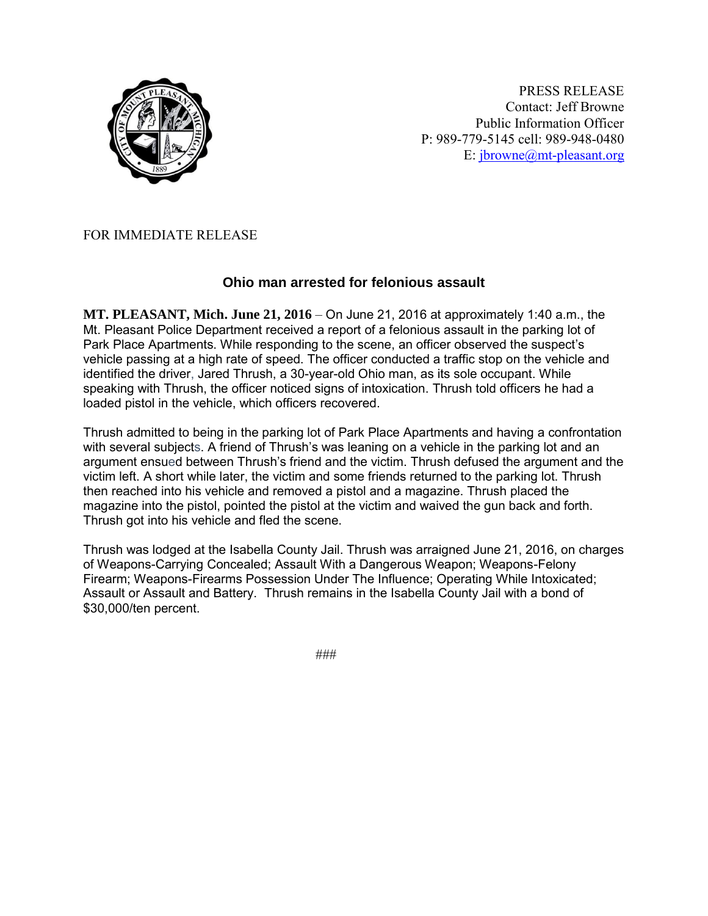PRESS RELEASE
Contact: Jeff Browne
Public Information Officer
P: 989-779-5145 cell: 989-948-0480
E: jbrowne@mt-pleasant.org

FOR IMMEDIATE RELEASE

## Ohio man arrested for felonious assault

**MT. PLEASANT, Mich. June 21, 2016** – On June 21, 2016 at approximately 1:40 a.m., the Mt. Pleasant Police Department received a report of a felonious assault in the parking lot of Park Place Apartments. While responding to the scene, an officer observed the suspect's vehicle passing at a high rate of speed. The officer conducted a traffic stop on the vehicle and identified the driver, Jared Thrush, a 30-year-old Ohio man, as its sole occupant. While speaking with Thrush, the officer noticed signs of intoxication. Thrush told officers he had a loaded pistol in the vehicle, which officers recovered.

Thrush admitted to being in the parking lot of Park Place Apartments and having a confrontation with several subjects. A friend of Thrush's was leaning on a vehicle in the parking lot and an argument ensued between Thrush's friend and the victim. Thrush defused the argument and the victim left. A short while later, the victim and some friends returned to the parking lot. Thrush then reached into his vehicle and removed a pistol and a magazine. Thrush placed the magazine into the pistol, pointed the pistol at the victim and waived the gun back and forth. Thrush got into his vehicle and fled the scene.

Thrush was lodged at the Isabella County Jail. Thrush was arraigned June 21, 2016, on charges of Weapons-Carrying Concealed; Assault With a Dangerous Weapon; Weapons-Felony Firearm; Weapons-Firearms Possession Under The Influence; Operating While Intoxicated; Assault or Assault and Battery. Thrush remains in the Isabella County Jail with a bond of $30,000/ten percent.

###